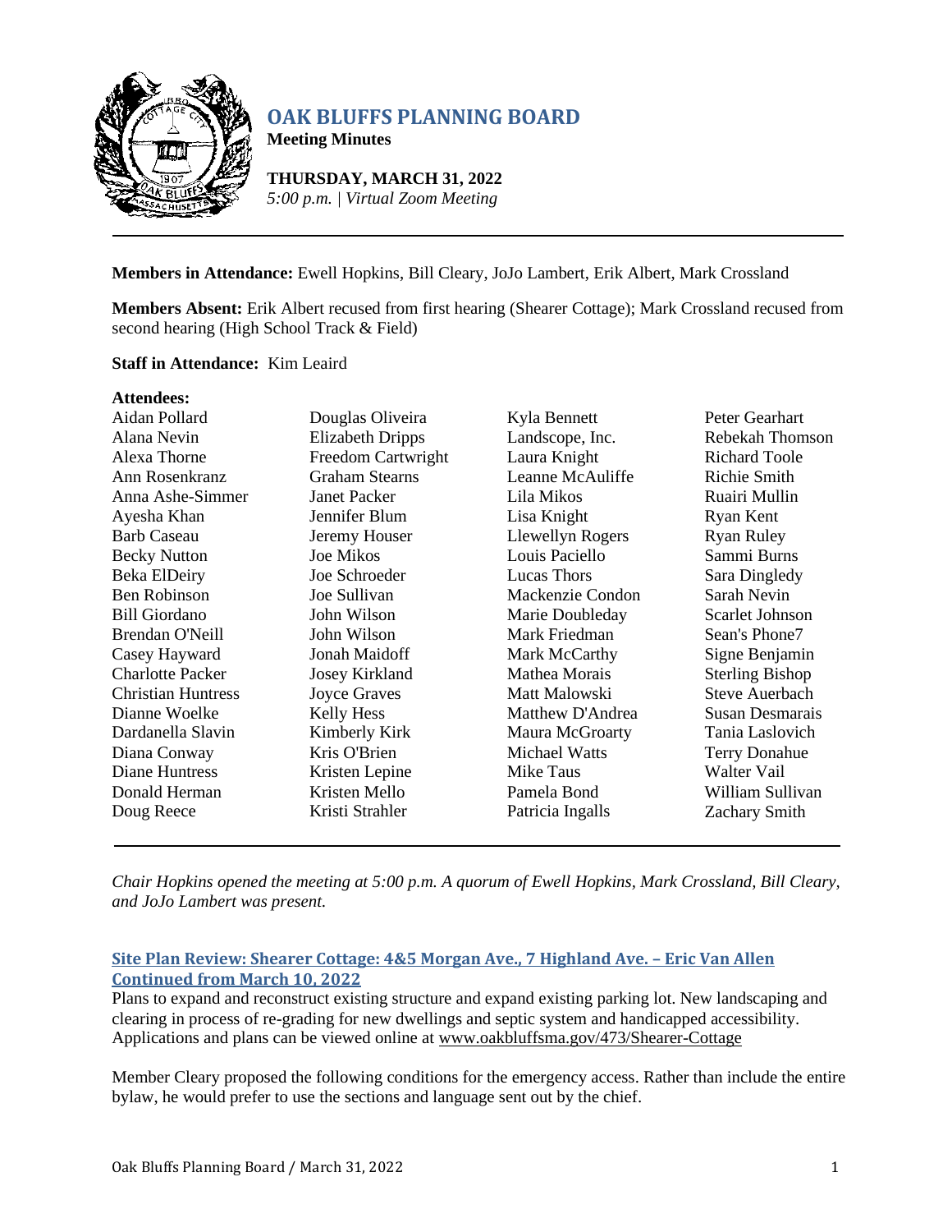# OAK BLUFFS PLANNING BOARD

**Meeting Minutes**

**THURSDAY, MARCH 31, 2022**
*5:00 p.m. | Virtual Zoom Meeting*

---

**Members in Attendance:** Ewell Hopkins, Bill Cleary, JoJo Lambert, Erik Albert, Mark Crossland

**Members Absent:** Erik Albert recused from first hearing (Shearer Cottage); Mark Crossland recused from second hearing (High School Track & Field)

**Staff in Attendance:** Kim Leaird

**Attendees:**

| | | | |
|---|---|---|---|
| Aidan Pollard | Douglas Oliveira | Kyla Bennett | Peter Gearhart |
| Alana Nevin | Elizabeth Dripps | Landscope, Inc. | Rebekah Thomson |
| Alexa Thorne | Freedom Cartwright | Laura Knight | Richard Toole |
| Ann Rosenkranz | Graham Stearns | Leanne McAuliffe | Richie Smith |
| Anna Ashe-Simmer | Janet Packer | Lila Mikos | Ruairi Mullin |
| Ayesha Khan | Jennifer Blum | Lisa Knight | Ryan Kent |
| Barb Caseau | Jeremy Houser | Llewellyn Rogers | Ryan Ruley |
| Becky Nutton | Joe Mikos | Louis Paciello | Sammi Burns |
| Beka ElDeiry | Joe Schroeder | Lucas Thors | Sara Dingledy |
| Ben Robinson | Joe Sullivan | Mackenzie Condon | Sarah Nevin |
| Bill Giordano | John Wilson | Marie Doubleday | Scarlet Johnson |
| Brendan O'Neill | John Wilson | Mark Friedman | Sean's Phone7 |
| Casey Hayward | Jonah Maidoff | Mark McCarthy | Signe Benjamin |
| Charlotte Packer | Josey Kirkland | Mathea Morais | Sterling Bishop |
| Christian Huntress | Joyce Graves | Matt Malowski | Steve Auerbach |
| Dianne Woelke | Kelly Hess | Matthew D'Andrea | Susan Desmarais |
| Dardanella Slavin | Kimberly Kirk | Maura McGroarty | Tania Laslovich |
| Diana Conway | Kris O'Brien | Michael Watts | Terry Donahue |
| Diane Huntress | Kristen Lepine | Mike Taus | Walter Vail |
| Donald Herman | Kristen Mello | Pamela Bond | William Sullivan |
| Doug Reece | Kristi Strahler | Patricia Ingalls | Zachary Smith |

---

*Chair Hopkins opened the meeting at 5:00 p.m. A quorum of Ewell Hopkins, Mark Crossland, Bill Cleary, and JoJo Lambert was present.*

## Site Plan Review: Shearer Cottage: 4&5 Morgan Ave., 7 Highland Ave. – Eric Van Allen Continued from March 10, 2022

Plans to expand and reconstruct existing structure and expand existing parking lot. New landscaping and clearing in process of re-grading for new dwellings and septic system and handicapped accessibility. Applications and plans can be viewed online at www.oakbluffsma.gov/473/Shearer-Cottage

Member Cleary proposed the following conditions for the emergency access. Rather than include the entire bylaw, he would prefer to use the sections and language sent out by the chief.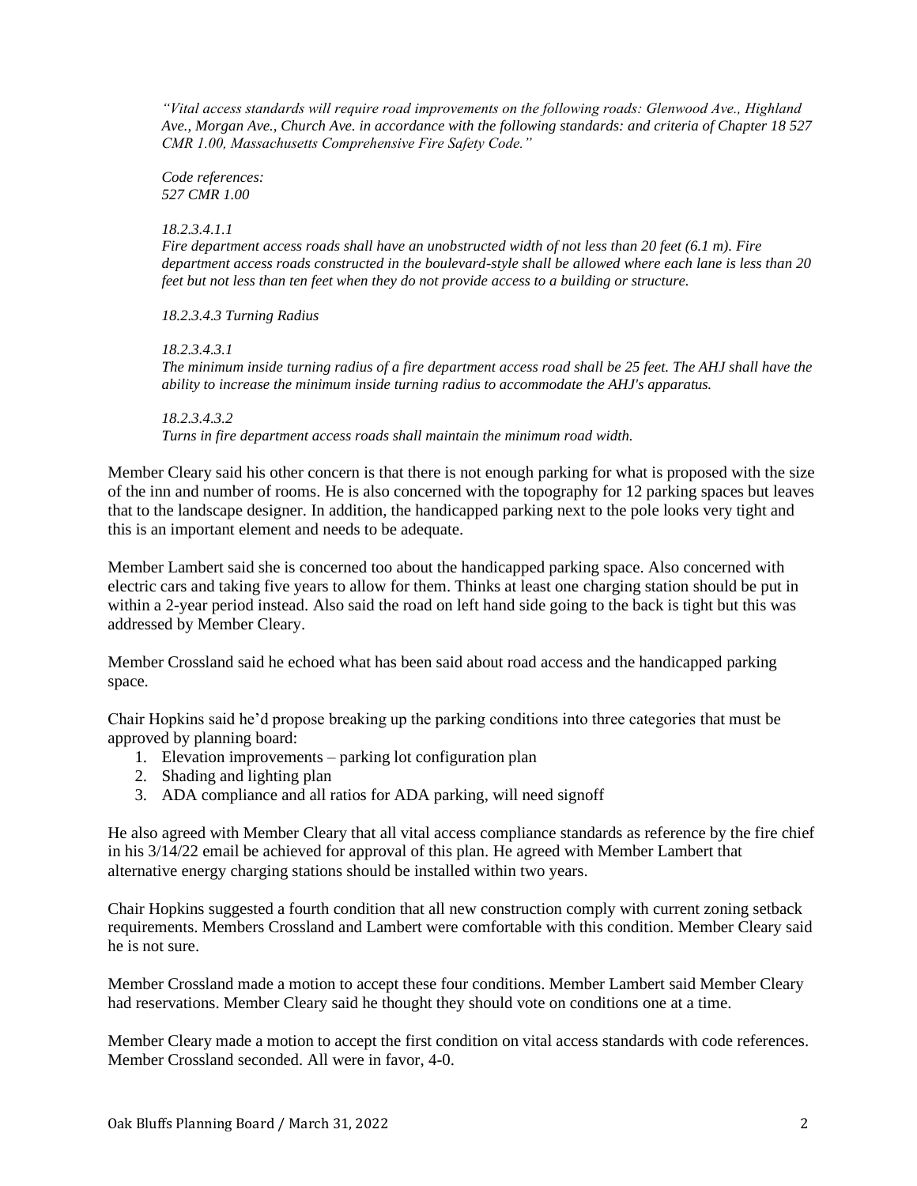*"Vital access standards will require road improvements on the following roads: Glenwood Ave., Highland Ave., Morgan Ave., Church Ave. in accordance with the following standards: and criteria of Chapter 18 527 CMR 1.00, Massachusetts Comprehensive Fire Safety Code."*

*Code references:*
*527 CMR 1.00*

*18.2.3.4.1.1*
*Fire department access roads shall have an unobstructed width of not less than 20 feet (6.1 m). Fire department access roads constructed in the boulevard-style shall be allowed where each lane is less than 20 feet but not less than ten feet when they do not provide access to a building or structure.*

*18.2.3.4.3 Turning Radius*

*18.2.3.4.3.1*
*The minimum inside turning radius of a fire department access road shall be 25 feet. The AHJ shall have the ability to increase the minimum inside turning radius to accommodate the AHJ's apparatus.*

*18.2.3.4.3.2*
*Turns in fire department access roads shall maintain the minimum road width.*

Member Cleary said his other concern is that there is not enough parking for what is proposed with the size of the inn and number of rooms. He is also concerned with the topography for 12 parking spaces but leaves that to the landscape designer. In addition, the handicapped parking next to the pole looks very tight and this is an important element and needs to be adequate.

Member Lambert said she is concerned too about the handicapped parking space. Also concerned with electric cars and taking five years to allow for them. Thinks at least one charging station should be put in within a 2-year period instead. Also said the road on left hand side going to the back is tight but this was addressed by Member Cleary.

Member Crossland said he echoed what has been said about road access and the handicapped parking space.

Chair Hopkins said he'd propose breaking up the parking conditions into three categories that must be approved by planning board:

1. Elevation improvements – parking lot configuration plan
2. Shading and lighting plan
3. ADA compliance and all ratios for ADA parking, will need signoff

He also agreed with Member Cleary that all vital access compliance standards as reference by the fire chief in his 3/14/22 email be achieved for approval of this plan. He agreed with Member Lambert that alternative energy charging stations should be installed within two years.

Chair Hopkins suggested a fourth condition that all new construction comply with current zoning setback requirements. Members Crossland and Lambert were comfortable with this condition. Member Cleary said he is not sure.

Member Crossland made a motion to accept these four conditions. Member Lambert said Member Cleary had reservations. Member Cleary said he thought they should vote on conditions one at a time.

Member Cleary made a motion to accept the first condition on vital access standards with code references. Member Crossland seconded. All were in favor, 4-0.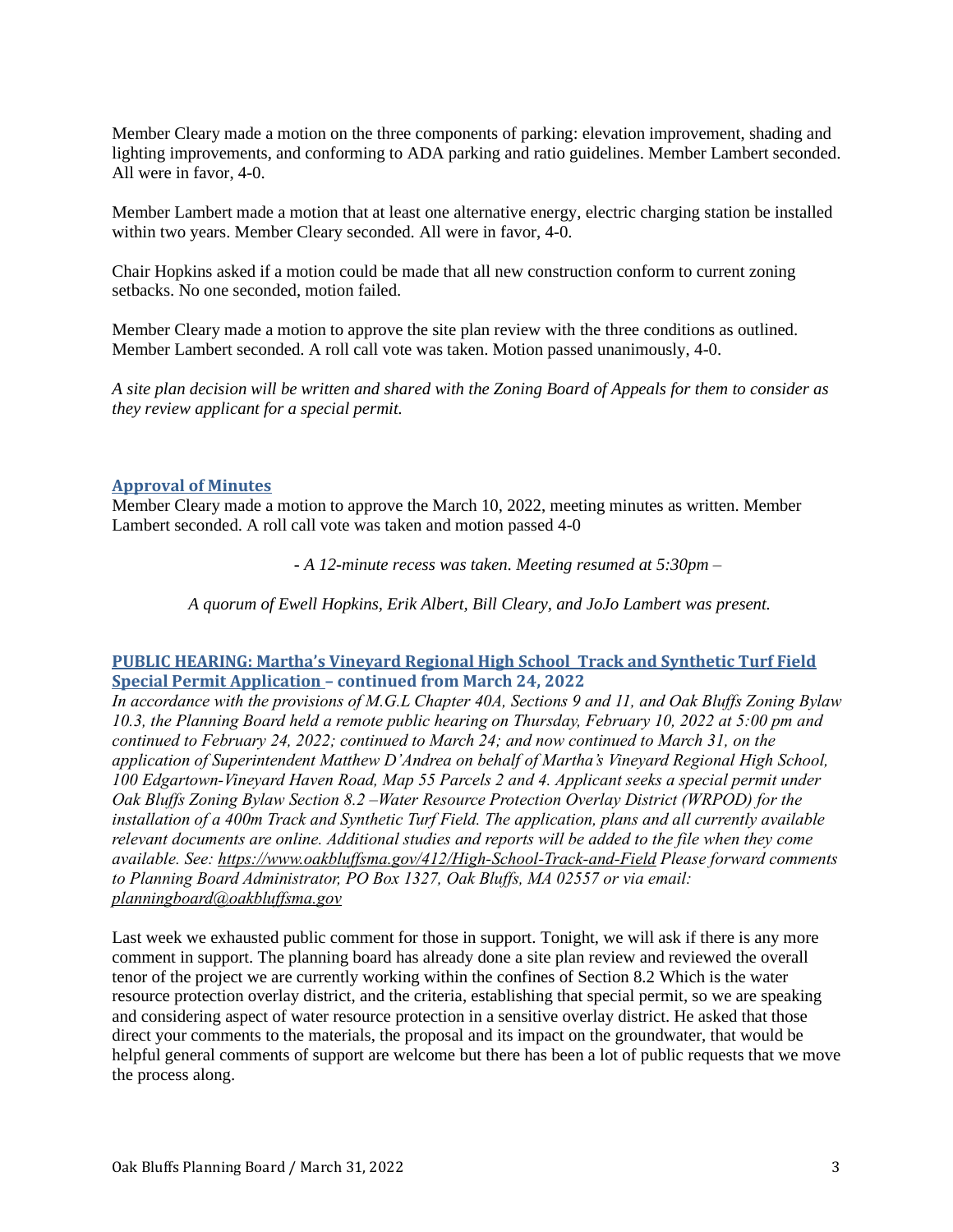Member Cleary made a motion on the three components of parking: elevation improvement, shading and lighting improvements, and conforming to ADA parking and ratio guidelines. Member Lambert seconded. All were in favor, 4-0.

Member Lambert made a motion that at least one alternative energy, electric charging station be installed within two years. Member Cleary seconded. All were in favor, 4-0.

Chair Hopkins asked if a motion could be made that all new construction conform to current zoning setbacks. No one seconded, motion failed.

Member Cleary made a motion to approve the site plan review with the three conditions as outlined. Member Lambert seconded. A roll call vote was taken. Motion passed unanimously, 4-0.

*A site plan decision will be written and shared with the Zoning Board of Appeals for them to consider as they review applicant for a special permit.*

## Approval of Minutes

Member Cleary made a motion to approve the March 10, 2022, meeting minutes as written. Member Lambert seconded. A roll call vote was taken and motion passed 4-0

*- A 12-minute recess was taken. Meeting resumed at 5:30pm –*

*A quorum of Ewell Hopkins, Erik Albert, Bill Cleary, and JoJo Lambert was present.*

## PUBLIC HEARING: Martha's Vineyard Regional High School Track and Synthetic Turf Field Special Permit Application – continued from March 24, 2022

*In accordance with the provisions of M.G.L Chapter 40A, Sections 9 and 11, and Oak Bluffs Zoning Bylaw 10.3, the Planning Board held a remote public hearing on Thursday, February 10, 2022 at 5:00 pm and continued to February 24, 2022; continued to March 24; and now continued to March 31, on the application of Superintendent Matthew D'Andrea on behalf of Martha's Vineyard Regional High School, 100 Edgartown-Vineyard Haven Road, Map 55 Parcels 2 and 4. Applicant seeks a special permit under Oak Bluffs Zoning Bylaw Section 8.2 –Water Resource Protection Overlay District (WRPOD) for the installation of a 400m Track and Synthetic Turf Field. The application, plans and all currently available relevant documents are online. Additional studies and reports will be added to the file when they come available. See: https://www.oakbluffsma.gov/412/High-School-Track-and-Field Please forward comments to Planning Board Administrator, PO Box 1327, Oak Bluffs, MA 02557 or via email: planningboard@oakbluffsma.gov*

Last week we exhausted public comment for those in support. Tonight, we will ask if there is any more comment in support. The planning board has already done a site plan review and reviewed the overall tenor of the project we are currently working within the confines of Section 8.2 Which is the water resource protection overlay district, and the criteria, establishing that special permit, so we are speaking and considering aspect of water resource protection in a sensitive overlay district. He asked that those direct your comments to the materials, the proposal and its impact on the groundwater, that would be helpful general comments of support are welcome but there has been a lot of public requests that we move the process along.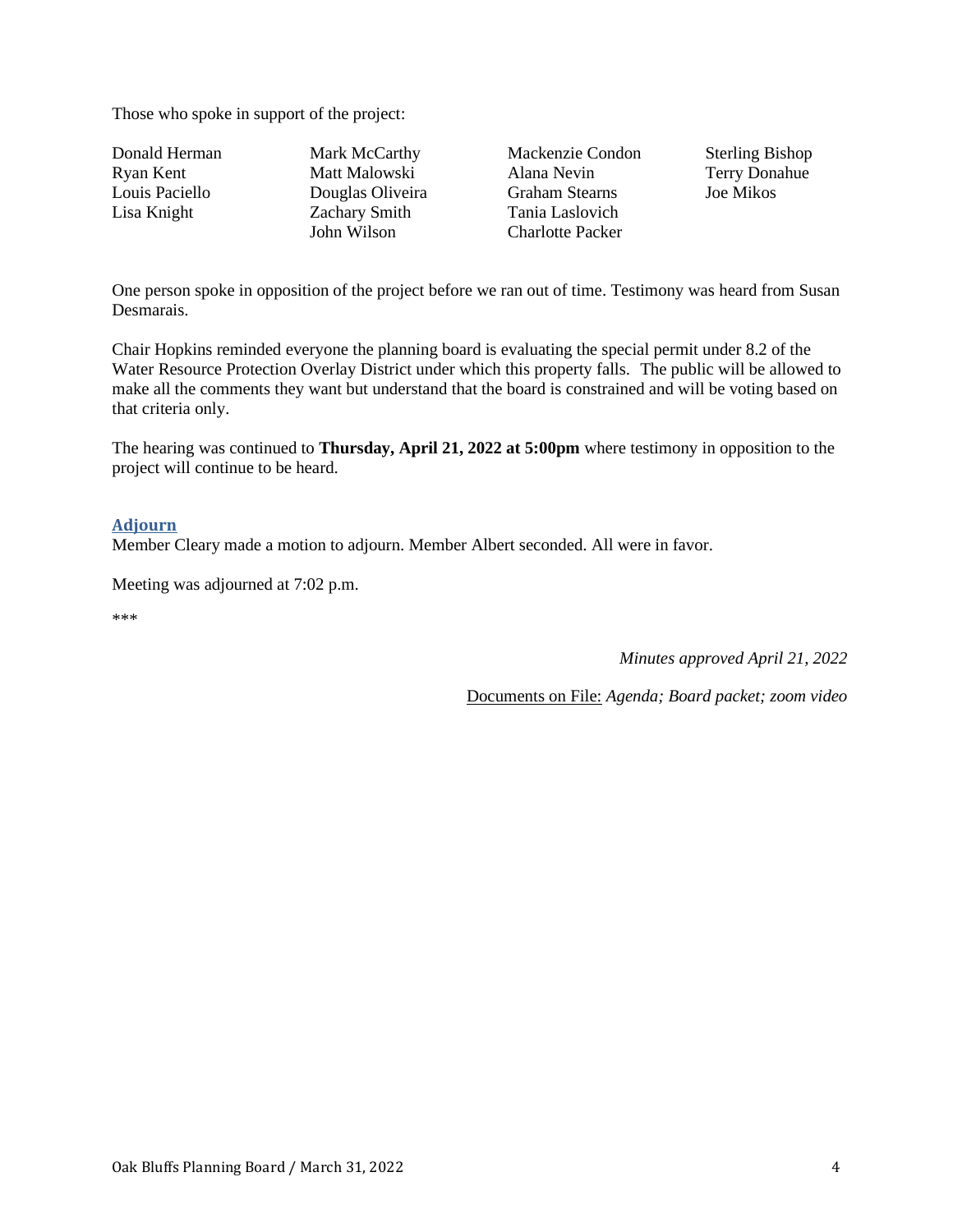Those who spoke in support of the project:

| | | | |
|---|---|---|---|
| Donald Herman | Mark McCarthy | Mackenzie Condon | Sterling Bishop |
| Ryan Kent | Matt Malowski | Alana Nevin | Terry Donahue |
| Louis Paciello | Douglas Oliveira | Graham Stearns | Joe Mikos |
| Lisa Knight | Zachary Smith | Tania Laslovich | |
| | John Wilson | Charlotte Packer | |

One person spoke in opposition of the project before we ran out of time. Testimony was heard from Susan Desmarais.

Chair Hopkins reminded everyone the planning board is evaluating the special permit under 8.2 of the Water Resource Protection Overlay District under which this property falls. The public will be allowed to make all the comments they want but understand that the board is constrained and will be voting based on that criteria only.

The hearing was continued to **Thursday, April 21, 2022 at 5:00pm** where testimony in opposition to the project will continue to be heard.

## Adjourn

Member Cleary made a motion to adjourn. Member Albert seconded. All were in favor.

Meeting was adjourned at 7:02 p.m.

***

*Minutes approved April 21, 2022*

Documents on File: *Agenda; Board packet; zoom video*